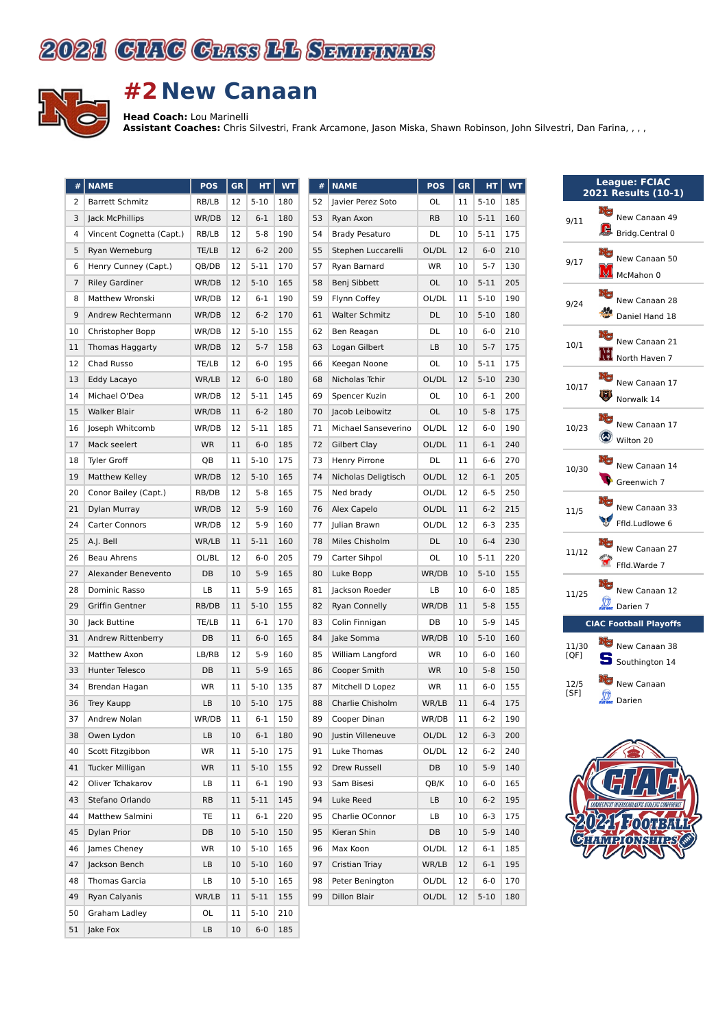# 2021 CIAC Class LL Semifinals

## #2 New Canaan

**Head Coach:** Lou Marinelli
**Assistant Coaches:** Chris Silvestri, Frank Arcamone, Jason Miska, Shawn Robinson, John Silvestri, Dan Farina, , , ,

| # | NAME | POS | GR | HT | WT |
|---|---|---|---|---|---|
| 2 | Barrett Schmitz | RB/LB | 12 | 5-10 | 180 |
| 3 | Jack McPhillips | WR/DB | 12 | 6-1 | 180 |
| 4 | Vincent Cognetta (Capt.) | RB/LB | 12 | 5-8 | 190 |
| 5 | Ryan Werneburg | TE/LB | 12 | 6-2 | 200 |
| 6 | Henry Cunney (Capt.) | QB/DB | 12 | 5-11 | 170 |
| 7 | Riley Gardiner | WR/DB | 12 | 5-10 | 165 |
| 8 | Matthew Wronski | WR/DB | 12 | 6-1 | 190 |
| 9 | Andrew Rechtermann | WR/DB | 12 | 6-2 | 170 |
| 10 | Christopher Bopp | WR/DB | 12 | 5-10 | 155 |
| 11 | Thomas Haggarty | WR/DB | 12 | 5-7 | 158 |
| 12 | Chad Russo | TE/LB | 12 | 6-0 | 195 |
| 13 | Eddy Lacayo | WR/LB | 12 | 6-0 | 180 |
| 14 | Michael O'Dea | WR/DB | 12 | 5-11 | 145 |
| 15 | Walker Blair | WR/DB | 11 | 6-2 | 180 |
| 16 | Joseph Whitcomb | WR/DB | 12 | 5-11 | 185 |
| 17 | Mack seelert | WR | 12 | 6-0 | 185 |
| 18 | Tyler Groff | QB | 11 | 5-10 | 175 |
| 19 | Matthew Kelley | WR/DB | 12 | 5-10 | 165 |
| 20 | Conor Bailey (Capt.) | RB/DB | 12 | 5-8 | 165 |
| 21 | Dylan Murray | WR/DB | 12 | 5-9 | 160 |
| 24 | Carter Connors | WR/DB | 12 | 5-9 | 160 |
| 25 | A.J. Bell | WR/LB | 11 | 5-11 | 160 |
| 26 | Beau Ahrens | OL/BL | 12 | 6-0 | 205 |
| 27 | Alexander Benevento | DB | 10 | 5-9 | 165 |
| 28 | Dominic Rasso | LB | 11 | 5-9 | 165 |
| 29 | Griffin Gentner | RB/DB | 11 | 5-10 | 155 |
| 30 | Jack Buttine | TE/LB | 11 | 6-1 | 170 |
| 31 | Andrew Rittenberry | DB | 11 | 6-0 | 165 |
| 32 | Matthew Axon | LB/RB | 12 | 5-9 | 160 |
| 33 | Hunter Telesco | DB | 11 | 5-9 | 165 |
| 34 | Brendan Hagan | WR | 11 | 5-10 | 135 |
| 36 | Trey Kaupp | LB | 10 | 5-10 | 175 |
| 37 | Andrew Nolan | WR/DB | 11 | 6-1 | 150 |
| 38 | Owen Lydon | LB | 10 | 6-1 | 180 |
| 40 | Scott Fitzgibbon | WR | 11 | 5-10 | 175 |
| 41 | Tucker Milligan | WR | 11 | 5-10 | 155 |
| 42 | Oliver Tchakarov | LB | 11 | 6-1 | 190 |
| 43 | Stefano Orlando | RB | 11 | 5-11 | 145 |
| 44 | Matthew Salmini | TE | 11 | 6-1 | 220 |
| 45 | Dylan Prior | DB | 10 | 5-10 | 150 |
| 46 | James Cheney | WR | 10 | 5-10 | 165 |
| 47 | Jackson Bench | LB | 10 | 5-10 | 160 |
| 48 | Thomas Garcia | LB | 10 | 5-10 | 165 |
| 49 | Ryan Calyanis | WR/LB | 11 | 5-11 | 155 |
| 50 | Graham Ladley | OL | 11 | 5-10 | 210 |
| 51 | Jake Fox | LB | 10 | 6-0 | 185 |
| 52 | Javier Perez Soto | OL | 11 | 5-10 | 185 |
| 53 | Ryan Axon | RB | 10 | 5-11 | 160 |
| 54 | Brady Pesaturo | DL | 10 | 5-11 | 175 |
| 55 | Stephen Luccarelli | OL/DL | 12 | 6-0 | 210 |
| 57 | Ryan Barnard | WR | 10 | 5-7 | 130 |
| 58 | Benj Sibbett | OL | 10 | 5-11 | 205 |
| 59 | Flynn Coffey | OL/DL | 11 | 5-10 | 190 |
| 61 | Walter Schmitz | DL | 10 | 5-10 | 180 |
| 62 | Ben Reagan | DL | 10 | 6-0 | 210 |
| 63 | Logan Gilbert | LB | 10 | 5-7 | 175 |
| 66 | Keegan Noone | OL | 10 | 5-11 | 175 |
| 68 | Nicholas Tchir | OL/DL | 12 | 5-10 | 230 |
| 69 | Spencer Kuzin | OL | 10 | 6-1 | 200 |
| 70 | Jacob Leibowitz | OL | 10 | 5-8 | 175 |
| 71 | Michael Sanseverino | OL/DL | 12 | 6-0 | 190 |
| 72 | Gilbert Clay | OL/DL | 11 | 6-1 | 240 |
| 73 | Henry Pirrone | DL | 11 | 6-6 | 270 |
| 74 | Nicholas Deligtisch | OL/DL | 12 | 6-1 | 205 |
| 75 | Ned brady | OL/DL | 12 | 6-5 | 250 |
| 76 | Alex Capelo | OL/DL | 11 | 6-2 | 215 |
| 77 | Julian Brawn | OL/DL | 12 | 6-3 | 235 |
| 78 | Miles Chisholm | DL | 10 | 6-4 | 230 |
| 79 | Carter Sihpol | OL | 10 | 5-11 | 220 |
| 80 | Luke Bopp | WR/DB | 10 | 5-10 | 155 |
| 81 | Jackson Roeder | LB | 10 | 6-0 | 185 |
| 82 | Ryan Connelly | WR/DB | 11 | 5-8 | 155 |
| 83 | Colin Finnigan | DB | 10 | 5-9 | 145 |
| 84 | Jake Somma | WR/DB | 10 | 5-10 | 160 |
| 85 | William Langford | WR | 10 | 6-0 | 160 |
| 86 | Cooper Smith | WR | 10 | 5-8 | 150 |
| 87 | Mitchell D Lopez | WR | 11 | 6-0 | 155 |
| 88 | Charlie Chisholm | WR/LB | 11 | 6-4 | 175 |
| 89 | Cooper Dinan | WR/DB | 11 | 6-2 | 190 |
| 90 | Justin Villeneuve | OL/DL | 12 | 6-3 | 200 |
| 91 | Luke Thomas | OL/DL | 12 | 6-2 | 240 |
| 92 | Drew Russell | DB | 10 | 5-9 | 140 |
| 93 | Sam Bisesi | QB/K | 10 | 6-0 | 165 |
| 94 | Luke Reed | LB | 10 | 6-2 | 195 |
| 95 | Charlie OConnor | LB | 10 | 6-3 | 175 |
| 95 | Kieran Shin | DB | 10 | 5-9 | 140 |
| 96 | Max Koon | OL/DL | 12 | 6-1 | 185 |
| 97 | Cristian Triay | WR/LB | 12 | 6-1 | 195 |
| 98 | Peter Benington | OL/DL | 12 | 6-0 | 170 |
| 99 | Dillon Blair | OL/DL | 12 | 5-10 | 180 |

### League: FCIAC
### 2021 Results (10-1)

| Date | Result |
|---|---|
| 9/11 | New Canaan 49, Bridg.Central 0 |
| 9/17 | New Canaan 50, McMahon 0 |
| 9/24 | New Canaan 28, Daniel Hand 18 |
| 10/1 | New Canaan 21, North Haven 7 |
| 10/17 | New Canaan 17, Norwalk 14 |
| 10/23 | New Canaan 17, Wilton 20 |
| 10/30 | New Canaan 14, Greenwich 7 |
| 11/5 | New Canaan 33, Ffld.Ludlowe 6 |
| 11/12 | New Canaan 27, Ffld.Warde 7 |
| 11/25 | New Canaan 12, Darien 7 |

### CIAC Football Playoffs

| Date | Result |
|---|---|
| 11/30 [QF] | New Canaan 38, Southington 14 |
| 12/5 [SF] | New Canaan, Darien |

CIAC Connecticut Interscholastic Athletic Conference 2021 Football Championships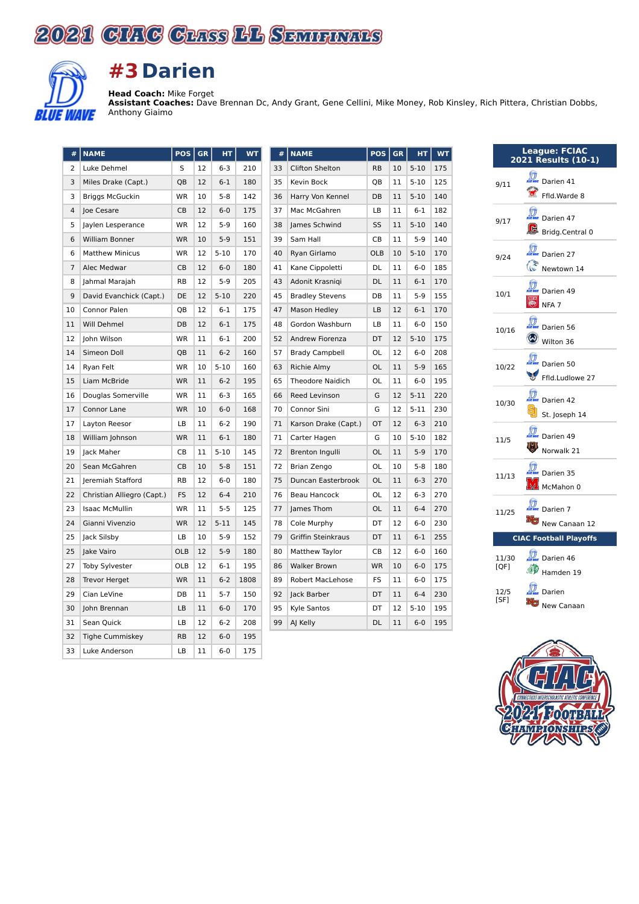# 2021 CIAC Class LL Semifinals

## #3 Darien

**Head Coach:** Mike Forget
**Assistant Coaches:** Dave Brennan Dc, Andy Grant, Gene Cellini, Mike Money, Rob Kinsley, Rich Pittera, Christian Dobbs, Anthony Giaimo

| # | NAME | POS | GR | HT | WT |
|---|---|---|---|---|---|
| 2 | Luke Dehmel | S | 12 | 6-3 | 210 |
| 3 | Miles Drake (Capt.) | QB | 12 | 6-1 | 180 |
| 3 | Briggs McGuckin | WR | 10 | 5-8 | 142 |
| 4 | Joe Cesare | CB | 12 | 6-0 | 175 |
| 5 | Jaylen Lesperance | WR | 12 | 5-9 | 160 |
| 6 | William Bonner | WR | 10 | 5-9 | 151 |
| 6 | Matthew Minicus | WR | 12 | 5-10 | 170 |
| 7 | Alec Medwar | CB | 12 | 6-0 | 180 |
| 8 | Jahmal Marajah | RB | 12 | 5-9 | 205 |
| 9 | David Evanchick (Capt.) | DE | 12 | 5-10 | 220 |
| 10 | Connor Palen | QB | 12 | 6-1 | 175 |
| 11 | Will Dehmel | DB | 12 | 6-1 | 175 |
| 12 | John Wilson | WR | 11 | 6-1 | 200 |
| 14 | Simeon Doll | QB | 11 | 6-2 | 160 |
| 14 | Ryan Felt | WR | 10 | 5-10 | 160 |
| 15 | Liam McBride | WR | 11 | 6-2 | 195 |
| 16 | Douglas Somerville | WR | 11 | 6-3 | 165 |
| 17 | Connor Lane | WR | 10 | 6-0 | 168 |
| 17 | Layton Reesor | LB | 11 | 6-2 | 190 |
| 18 | William Johnson | WR | 11 | 6-1 | 180 |
| 19 | Jack Maher | CB | 11 | 5-10 | 145 |
| 20 | Sean McGahren | CB | 10 | 5-8 | 151 |
| 21 | Jeremiah Stafford | RB | 12 | 6-0 | 180 |
| 22 | Christian Alliegro (Capt.) | FS | 12 | 6-4 | 210 |
| 23 | Isaac McMullin | WR | 11 | 5-5 | 125 |
| 24 | Gianni Vivenzio | WR | 12 | 5-11 | 145 |
| 25 | Jack Silsby | LB | 10 | 5-9 | 152 |
| 25 | Jake Vairo | OLB | 12 | 5-9 | 180 |
| 27 | Toby Sylvester | OLB | 12 | 6-1 | 195 |
| 28 | Trevor Herget | WR | 11 | 6-2 | 1808 |
| 29 | Cian LeVine | DB | 11 | 5-7 | 150 |
| 30 | John Brennan | LB | 11 | 6-0 | 170 |
| 31 | Sean Quick | LB | 12 | 6-2 | 208 |
| 32 | Tighe Cummiskey | RB | 12 | 6-0 | 195 |
| 33 | Luke Anderson | LB | 11 | 6-0 | 175 |
| 33 | Clifton Shelton | RB | 10 | 5-10 | 175 |
| 35 | Kevin Bock | QB | 11 | 5-10 | 125 |
| 36 | Harry Von Kennel | DB | 11 | 5-10 | 140 |
| 37 | Mac McGahren | LB | 11 | 6-1 | 182 |
| 38 | James Schwind | SS | 11 | 5-10 | 140 |
| 39 | Sam Hall | CB | 11 | 5-9 | 140 |
| 40 | Ryan Girlamo | OLB | 10 | 5-10 | 170 |
| 41 | Kane Cippoletti | DL | 11 | 6-0 | 185 |
| 43 | Adonit Krasniqi | DL | 11 | 6-1 | 170 |
| 45 | Bradley Stevens | DB | 11 | 5-9 | 155 |
| 47 | Mason Hedley | LB | 12 | 6-1 | 170 |
| 48 | Gordon Washburn | LB | 11 | 6-0 | 150 |
| 52 | Andrew Fiorenza | DT | 12 | 5-10 | 175 |
| 57 | Brady Campbell | OL | 12 | 6-0 | 208 |
| 63 | Richie Almy | OL | 11 | 5-9 | 165 |
| 65 | Theodore Naidich | OL | 11 | 6-0 | 195 |
| 66 | Reed Levinson | G | 12 | 5-11 | 220 |
| 70 | Connor Sini | G | 12 | 5-11 | 230 |
| 71 | Karson Drake (Capt.) | OT | 12 | 6-3 | 210 |
| 71 | Carter Hagen | G | 10 | 5-10 | 182 |
| 72 | Brenton Ingulli | OL | 11 | 5-9 | 170 |
| 72 | Brian Zengo | OL | 10 | 5-8 | 180 |
| 75 | Duncan Easterbrook | OL | 11 | 6-3 | 270 |
| 76 | Beau Hancock | OL | 12 | 6-3 | 270 |
| 77 | James Thom | OL | 11 | 6-4 | 270 |
| 78 | Cole Murphy | DT | 12 | 6-0 | 230 |
| 79 | Griffin Steinkraus | DT | 11 | 6-1 | 255 |
| 80 | Matthew Taylor | CB | 12 | 6-0 | 160 |
| 86 | Walker Brown | WR | 10 | 6-0 | 175 |
| 89 | Robert MacLehose | FS | 11 | 6-0 | 175 |
| 92 | Jack Barber | DT | 11 | 6-4 | 230 |
| 95 | Kyle Santos | DT | 12 | 5-10 | 195 |
| 99 | AJ Kelly | DL | 11 | 6-0 | 195 |

### League: FCIAC
### 2021 Results (10-1)

| Date | Result |
|---|---|
| 9/11 | Darien 41, Ffld.Warde 8 |
| 9/17 | Darien 47, Bridg.Central 0 |
| 9/24 | Darien 27, Newtown 14 |
| 10/1 | Darien 49, NFA 7 |
| 10/16 | Darien 56, Wilton 36 |
| 10/22 | Darien 50, Ffld.Ludlowe 27 |
| 10/30 | Darien 42, St. Joseph 14 |
| 11/5 | Darien 49, Norwalk 21 |
| 11/13 | Darien 35, McMahon 0 |
| 11/25 | Darien 7, New Canaan 12 |

### CIAC Football Playoffs

| Date | Result |
|---|---|
| 11/30 [QF] | Darien 46, Hamden 19 |
| 12/5 [SF] | Darien, New Canaan |

2021 CIAC Football Championships